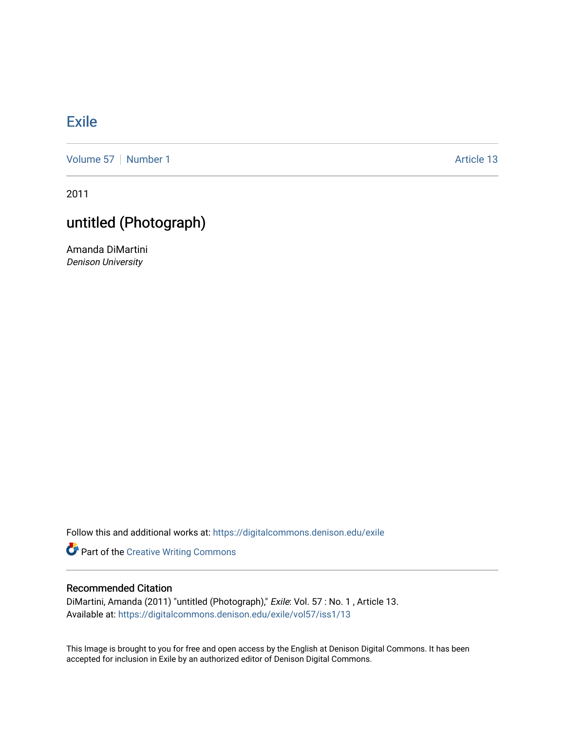# Exile

Volume 57 | Number 1 Article 13

2011

## untitled (Photograph)

Amanda DiMartini
*Denison University*

Follow this and additional works at: https://digitalcommons.denison.edu/exile

Part of the Creative Writing Commons

### Recommended Citation

DiMartini, Amanda (2011) "untitled (Photograph)," *Exile*: Vol. 57 : No. 1 , Article 13.
Available at: https://digitalcommons.denison.edu/exile/vol57/iss1/13

This Image is brought to you for free and open access by the English at Denison Digital Commons. It has been accepted for inclusion in Exile by an authorized editor of Denison Digital Commons.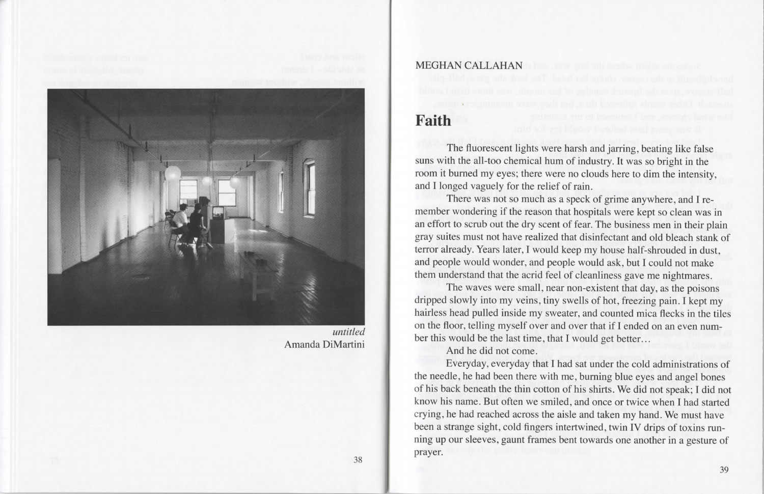*untitled*
Amanda DiMartini

MEGHAN CALLAHAN

# Faith

The fluorescent lights were harsh and jarring, beating like false suns with the all-too chemical hum of industry. It was so bright in the room it burned my eyes; there were no clouds here to dim the intensity, and I longed vaguely for the relief of rain.

There was not so much as a speck of grime anywhere, and I remember wondering if the reason that hospitals were kept so clean was in an effort to scrub out the dry scent of fear. The business men in their plain gray suites must not have realized that disinfectant and old bleach stank of terror already. Years later, I would keep my house half-shrouded in dust, and people would wonder, and people would ask, but I could not make them understand that the acrid feel of cleanliness gave me nightmares.

The waves were small, near non-existent that day, as the poisons dripped slowly into my veins, tiny swells of hot, freezing pain. I kept my hairless head pulled inside my sweater, and counted mica flecks in the tiles on the floor, telling myself over and over that if I ended on an even number this would be the last time, that I would get better…

And he did not come.

Everyday, everyday that I had sat under the cold administrations of the needle, he had been there with me, burning blue eyes and angel bones of his back beneath the thin cotton of his shirts. We did not speak; I did not know his name. But often we smiled, and once or twice when I had started crying, he had reached across the aisle and taken my hand. We must have been a strange sight, cold fingers intertwined, twin IV drips of toxins running up our sleeves, gaunt frames bent towards one another in a gesture of prayer.